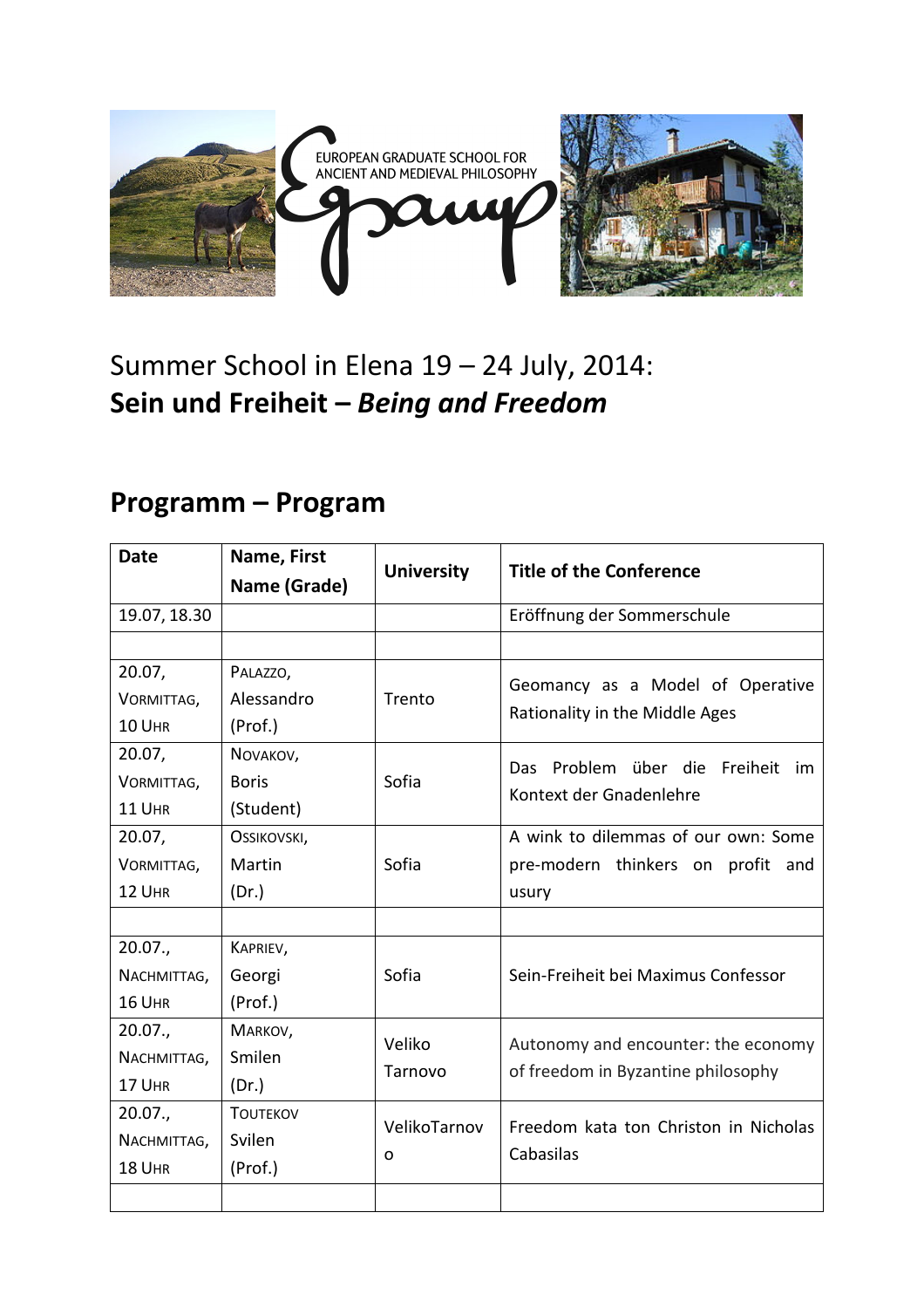EUROPEAN GRADUATE SCHOOL FOR ANCIENT AND MEDIEVAL PHILOSOPHY

# Summer School in Elena 19 – 24 July, 2014: **Sein und Freiheit – *Being and Freedom***

## Programm – Program

| Date | Name, First Name (Grade) | University | Title of the Conference |
|---|---|---|---|
| 19.07, 18.30 | | | Eröffnung der Sommerschule |
| | | | |
| 20.07, Vormittag, 10 Uhr | Palazzo, Alessandro (Prof.) | Trento | Geomancy as a Model of Operative Rationality in the Middle Ages |
| 20.07, Vormittag, 11 Uhr | Novakov, Boris (Student) | Sofia | Das Problem über die Freiheit im Kontext der Gnadenlehre |
| 20.07, Vormittag, 12 Uhr | Ossikovski, Martin (Dr.) | Sofia | A wink to dilemmas of our own: Some pre-modern thinkers on profit and usury |
| | | | |
| 20.07., Nachmittag, 16 Uhr | Kapriev, Georgi (Prof.) | Sofia | Sein-Freiheit bei Maximus Confessor |
| 20.07., Nachmittag, 17 Uhr | Markov, Smilen (Dr.) | Veliko Tarnovo | Autonomy and encounter: the economy of freedom in Byzantine philosophy |
| 20.07., Nachmittag, 18 Uhr | Toutekov Svilen (Prof.) | VelikoTarnovo | Freedom kata ton Christon in Nicholas Cabasilas |
| | | | |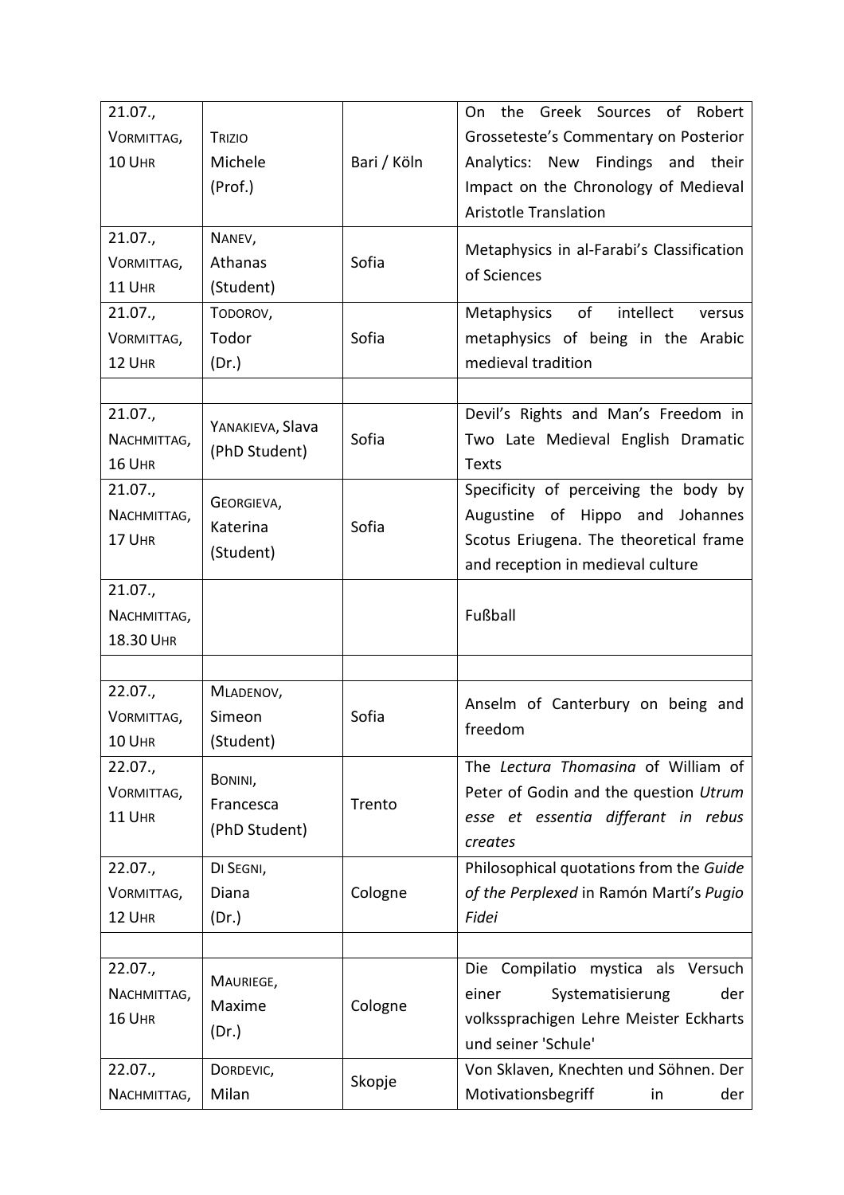| 21.07., VORMITTAG, 10 UHR | TRIZIO Michele (Prof.) | Bari / Köln | On the Greek Sources of Robert Grosseteste's Commentary on Posterior Analytics: New Findings and their Impact on the Chronology of Medieval Aristotle Translation |
|---|---|---|---|
| 21.07., VORMITTAG, 11 UHR | NANEV, Athanas (Student) | Sofia | Metaphysics in al-Farabi's Classification of Sciences |
| 21.07., VORMITTAG, 12 UHR | TODOROV, Todor (Dr.) | Sofia | Metaphysics of intellect versus metaphysics of being in the Arabic medieval tradition |
| | | | |
| 21.07., NACHMITTAG, 16 UHR | YANAKIEVA, Slava (PhD Student) | Sofia | Devil's Rights and Man's Freedom in Two Late Medieval English Dramatic Texts |
| 21.07., NACHMITTAG, 17 UHR | GEORGIEVA, Katerina (Student) | Sofia | Specificity of perceiving the body by Augustine of Hippo and Johannes Scotus Eriugena. The theoretical frame and reception in medieval culture |
| 21.07., NACHMITTAG, 18.30 UHR | | | Fußball |
| | | | |
| 22.07., VORMITTAG, 10 UHR | MLADENOV, Simeon (Student) | Sofia | Anselm of Canterbury on being and freedom |
| 22.07., VORMITTAG, 11 UHR | BONINI, Francesca (PhD Student) | Trento | The *Lectura Thomasina* of William of Peter of Godin and the question *Utrum esse et essentia differant in rebus creates* |
| 22.07., VORMITTAG, 12 UHR | DI SEGNI, Diana (Dr.) | Cologne | Philosophical quotations from the *Guide of the Perplexed* in Ramón Martí's *Pugio Fidei* |
| | | | |
| 22.07., NACHMITTAG, 16 UHR | MAURIEGE, Maxime (Dr.) | Cologne | Die Compilatio mystica als Versuch einer Systematisierung der volkssprachigen Lehre Meister Eckharts und seiner 'Schule' |
| 22.07., NACHMITTAG, | DORDEVIC, Milan | Skopje | Von Sklaven, Knechten und Söhnen. Der Motivationsbegriff in der |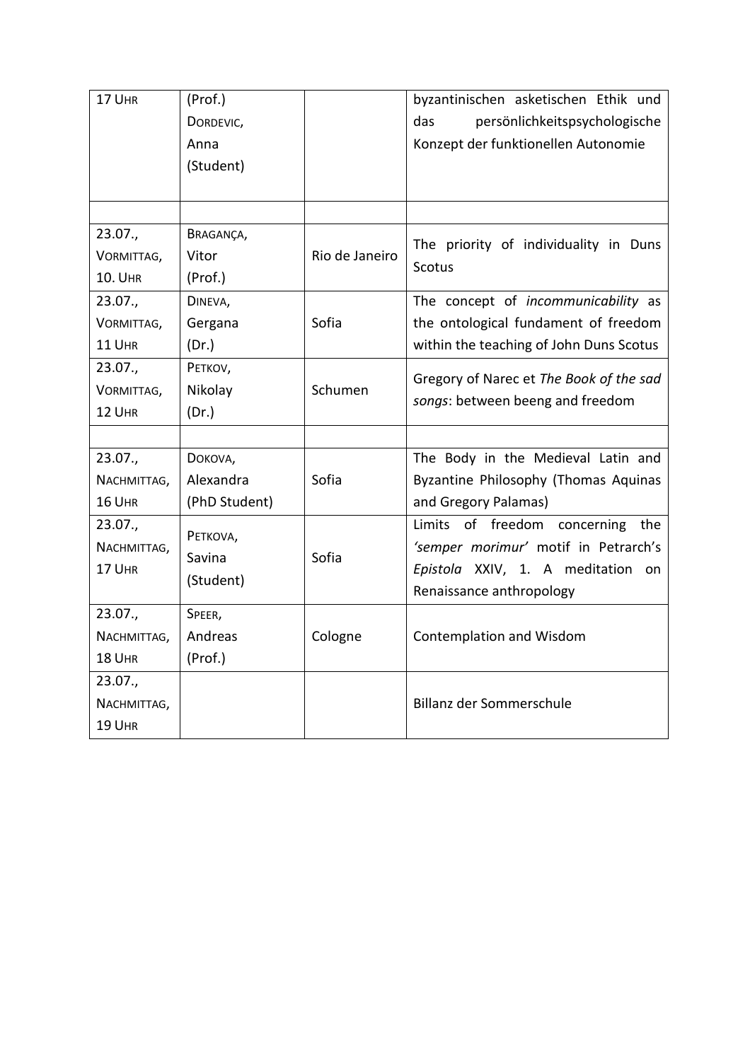| | | | |
|---|---|---|---|
| 17 Uhr | (Prof.) Dordevic, Anna (Student) | | byzantinischen asketischen Ethik und das persönlichkeitspsychologische Konzept der funktionellen Autonomie |
| | | | |
| 23.07., Vormittag, 10. Uhr | Bragança, Vitor (Prof.) | Rio de Janeiro | The priority of individuality in Duns Scotus |
| 23.07., Vormittag, 11 Uhr | Dineva, Gergana (Dr.) | Sofia | The concept of *incommunicability* as the ontological fundament of freedom within the teaching of John Duns Scotus |
| 23.07., Vormittag, 12 Uhr | Petkov, Nikolay (Dr.) | Schumen | Gregory of Narec et *The Book of the sad songs*: between beeng and freedom |
| | | | |
| 23.07., Nachmittag, 16 Uhr | Dokova, Alexandra (PhD Student) | Sofia | The Body in the Medieval Latin and Byzantine Philosophy (Thomas Aquinas and Gregory Palamas) |
| 23.07., Nachmittag, 17 Uhr | Petkova, Savina (Student) | Sofia | Limits of freedom concerning the *'semper morimur'* motif in Petrarch's *Epistola* XXIV, 1. A meditation on Renaissance anthropology |
| 23.07., Nachmittag, 18 Uhr | Speer, Andreas (Prof.) | Cologne | Contemplation and Wisdom |
| 23.07., Nachmittag, 19 Uhr | | | Billanz der Sommerschule |